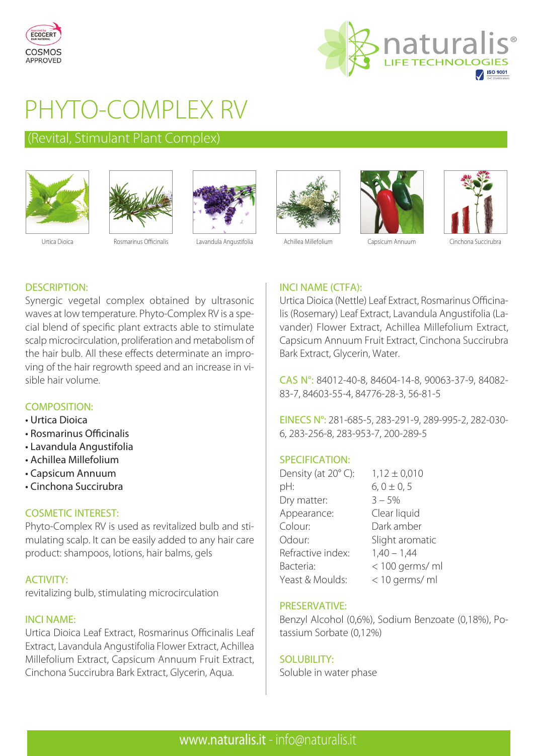COSMOS APPROVED

naturalis® LIFE TECHNOLOGIES

# PHYTO-COMPLEX RV

## (Revital, Stimulant Plant Complex)

Urtica Dioica | Rosmarinus Officinalis | Lavandula Angustifolia | Achillea Millefolium | Capsicum Annuum | Cinchona Succirubra

### DESCRIPTION:

Synergic vegetal complex obtained by ultrasonic waves at low temperature. Phyto-Complex RV is a special blend of specific plant extracts able to stimulate scalp microcirculation, proliferation and metabolism of the hair bulb. All these effects determinate an improving of the hair regrowth speed and an increase in visible hair volume.

### COMPOSITION:

- Urtica Dioica
- Rosmarinus Officinalis
- Lavandula Angustifolia
- Achillea Millefolium
- Capsicum Annuum
- Cinchona Succirubra

### COSMETIC INTEREST:

Phyto-Complex RV is used as revitalized bulb and stimulating scalp. It can be easily added to any hair care product: shampoos, lotions, hair balms, gels

### ACTIVITY:

revitalizing bulb, stimulating microcirculation

### INCI NAME:

Urtica Dioica Leaf Extract, Rosmarinus Officinalis Leaf Extract, Lavandula Angustifolia Flower Extract, Achillea Millefolium Extract, Capsicum Annuum Fruit Extract, Cinchona Succirubra Bark Extract, Glycerin, Aqua.

### INCI NAME (CTFA):

Urtica Dioica (Nettle) Leaf Extract, Rosmarinus Officinalis (Rosemary) Leaf Extract, Lavandula Angustifolia (Lavander) Flower Extract, Achillea Millefolium Extract, Capsicum Annuum Fruit Extract, Cinchona Succirubra Bark Extract, Glycerin, Water.

**CAS N°:** 84012-40-8, 84604-14-8, 90063-37-9, 84082-83-7, 84603-55-4, 84776-28-3, 56-81-5

**EINECS N°:** 281-685-5, 283-291-9, 289-995-2, 282-030-6, 283-256-8, 283-953-7, 200-289-5

### SPECIFICATION:

| | |
|---|---|
| Density (at 20° C): | 1,12 ± 0,010 |
| pH: | 6, 0 ± 0, 5 |
| Dry matter: | 3 – 5% |
| Appearance: | Clear liquid |
| Colour: | Dark amber |
| Odour: | Slight aromatic |
| Refractive index: | 1,40 – 1,44 |
| Bacteria: | < 100 germs/ ml |
| Yeast & Moulds: | < 10 germs/ ml |

### PRESERVATIVE:

Benzyl Alcohol (0,6%), Sodium Benzoate (0,18%), Potassium Sorbate (0,12%)

### SOLUBILITY:

Soluble in water phase

www.naturalis.it - info@naturalis.it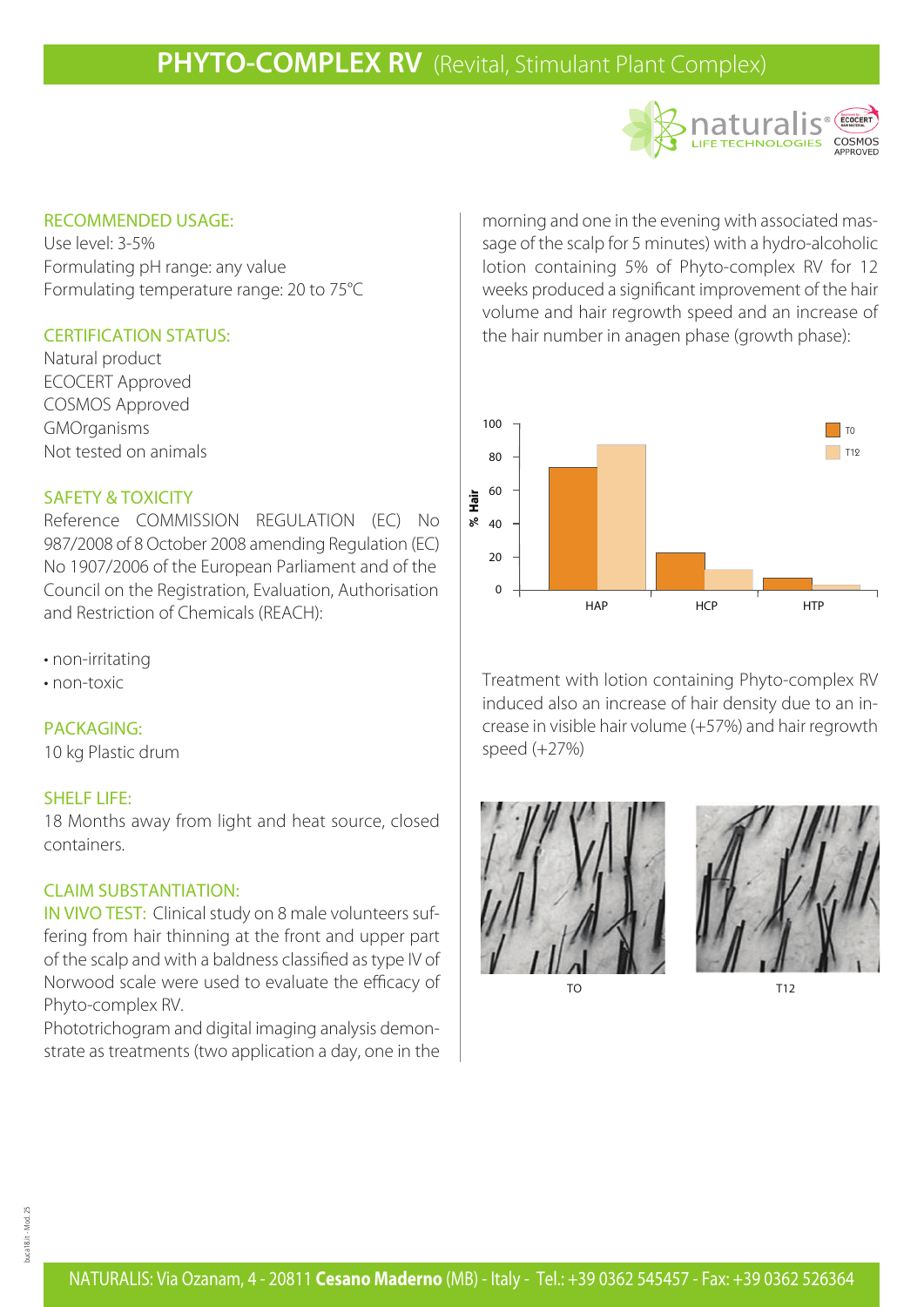# PHYTO-COMPLEX RV (Revital, Stimulant Plant Complex)

naturalis LIFE TECHNOLOGIES

ECOCERT COSMOS APPROVED

## RECOMMENDED USAGE:

Use level: 3-5%
Formulating pH range: any value
Formulating temperature range: 20 to 75°C

## CERTIFICATION STATUS:

Natural product
ECOCERT Approved
COSMOS Approved
GMOrganisms
Not tested on animals

## SAFETY & TOXICITY

Reference COMMISSION REGULATION (EC) No 987/2008 of 8 October 2008 amending Regulation (EC) No 1907/2006 of the European Parliament and of the Council on the Registration, Evaluation, Authorisation and Restriction of Chemicals (REACH):

- non-irritating
- non-toxic

## PACKAGING:

10 kg Plastic drum

## SHELF LIFE:

18 Months away from light and heat source, closed containers.

## CLAIM SUBSTANTIATION:

IN VIVO TEST: Clinical study on 8 male volunteers suffering from hair thinning at the front and upper part of the scalp and with a baldness classified as type IV of Norwood scale were used to evaluate the efficacy of Phyto-complex RV.

Phototrichogram and digital imaging analysis demonstrate as treatments (two application a day, one in the morning and one in the evening with associated massage of the scalp for 5 minutes) with a hydro-alcoholic lotion containing 5% of Phyto-complex RV for 12 weeks produced a significant improvement of the hair volume and hair regrowth speed and an increase of the hair number in anagen phase (growth phase):

% Hair
100
80
60
40
20
0
HAP
HCP
HTP
T0
T12

Treatment with lotion containing Phyto-complex RV induced also an increase of hair density due to an increase in visible hair volume (+57%) and hair regrowth speed (+27%)

TO

T12

NATURALIS: Via Ozanam, 4 - 20811 **Cesano Maderno** (MB) - Italy - Tel.: +39 0362 545457 - Fax: +39 0362 526364